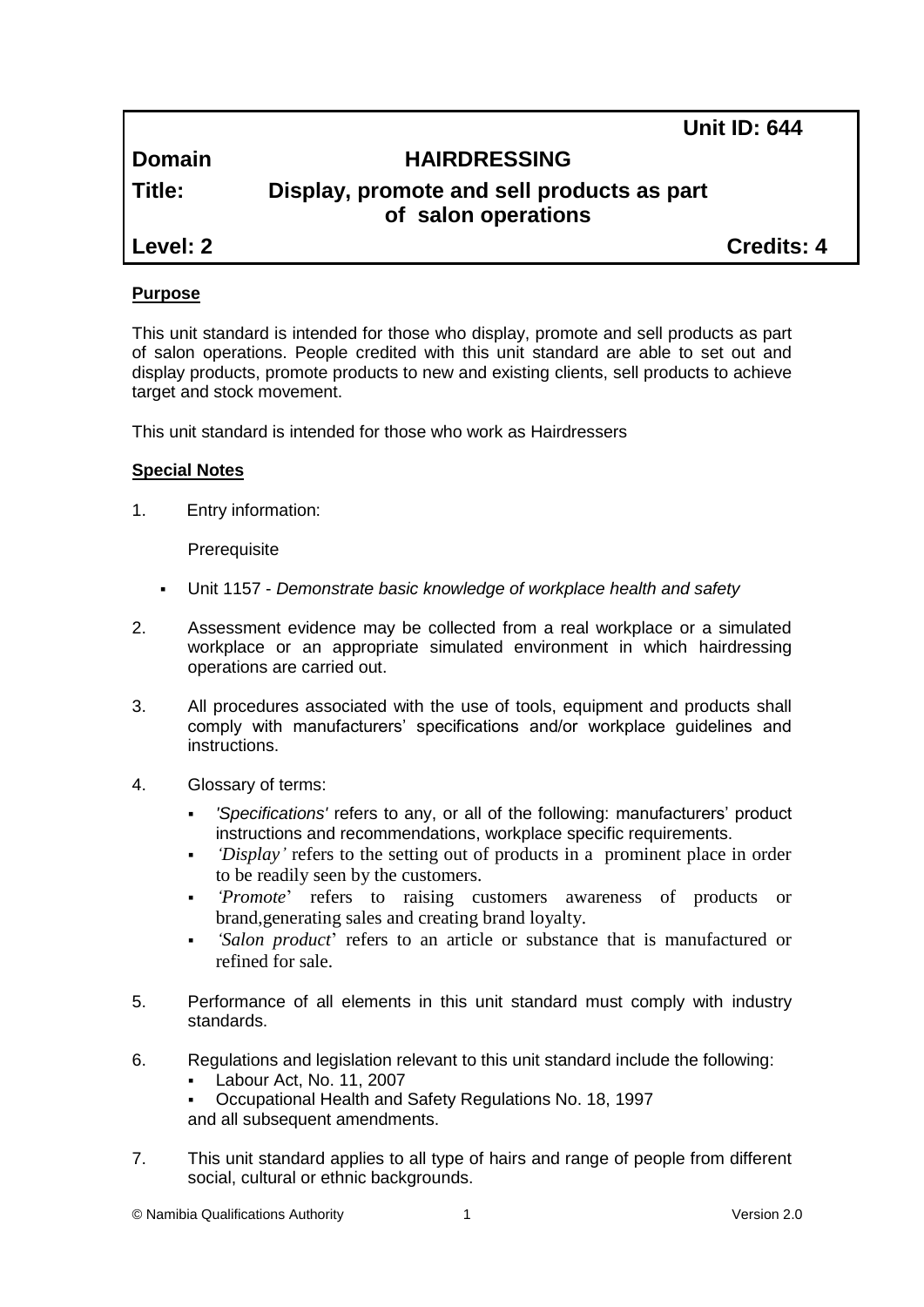**Unit ID: 644**

| | |
|---|---|
| **Domain** | **HAIRDRESSING** |
| **Title:** | **Display, promote and sell products as part of salon operations** |
| **Level: 2** | **Credits: 4** |

**Purpose**

This unit standard is intended for those who display, promote and sell products as part of salon operations. People credited with this unit standard are able to set out and display products, promote products to new and existing clients, sell products to achieve target and stock movement.

This unit standard is intended for those who work as Hairdressers

**Special Notes**

1. Entry information:

   Prerequisite

   - Unit 1157 - *Demonstrate basic knowledge of workplace health and safety*

2. Assessment evidence may be collected from a real workplace or a simulated workplace or an appropriate simulated environment in which hairdressing operations are carried out.

3. All procedures associated with the use of tools, equipment and products shall comply with manufacturers' specifications and/or workplace guidelines and instructions.

4. Glossary of terms:

   - *'Specifications'* refers to any, or all of the following: manufacturers' product instructions and recommendations, workplace specific requirements.
   - *'Display'* refers to the setting out of products in a prominent place in order to be readily seen by the customers.
   - *'Promote'* refers to raising customers awareness of products or brand,generating sales and creating brand loyalty.
   - *'Salon product'* refers to an article or substance that is manufactured or refined for sale.

5. Performance of all elements in this unit standard must comply with industry standards.

6. Regulations and legislation relevant to this unit standard include the following:
   - Labour Act, No. 11, 2007
   - Occupational Health and Safety Regulations No. 18, 1997

   and all subsequent amendments.

7. This unit standard applies to all type of hairs and range of people from different social, cultural or ethnic backgrounds.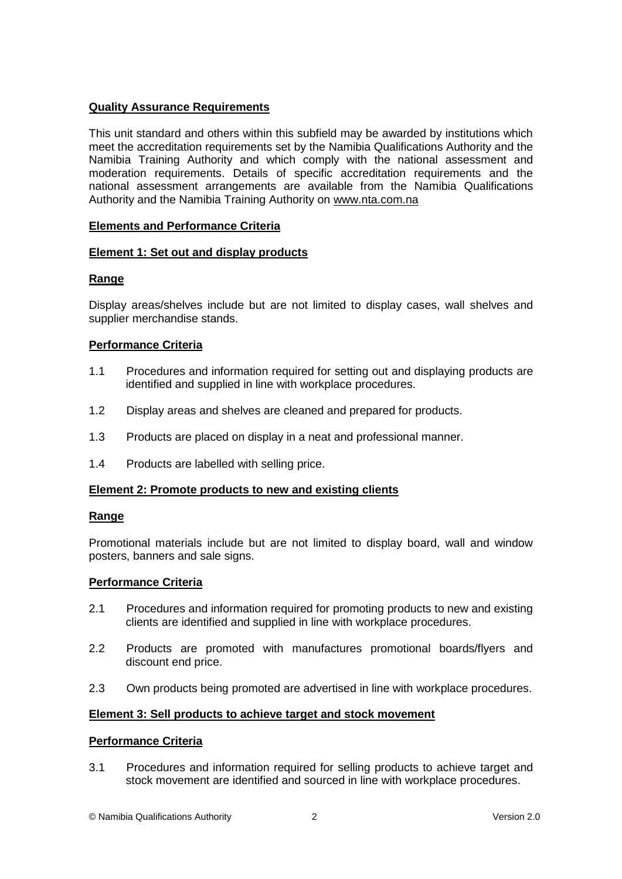## Quality Assurance Requirements

This unit standard and others within this subfield may be awarded by institutions which meet the accreditation requirements set by the Namibia Qualifications Authority and the Namibia Training Authority and which comply with the national assessment and moderation requirements. Details of specific accreditation requirements and the national assessment arrangements are available from the Namibia Qualifications Authority and the Namibia Training Authority on www.nta.com.na

## Elements and Performance Criteria

### Element 1: Set out and display products

**Range**

Display areas/shelves include but are not limited to display cases, wall shelves and supplier merchandise stands.

**Performance Criteria**

1.1 Procedures and information required for setting out and displaying products are identified and supplied in line with workplace procedures.

1.2 Display areas and shelves are cleaned and prepared for products.

1.3 Products are placed on display in a neat and professional manner.

1.4 Products are labelled with selling price.

### Element 2: Promote products to new and existing clients

**Range**

Promotional materials include but are not limited to display board, wall and window posters, banners and sale signs.

**Performance Criteria**

2.1 Procedures and information required for promoting products to new and existing clients are identified and supplied in line with workplace procedures.

2.2 Products are promoted with manufactures promotional boards/flyers and discount end price.

2.3 Own products being promoted are advertised in line with workplace procedures.

### Element 3: Sell products to achieve target and stock movement

**Performance Criteria**

3.1 Procedures and information required for selling products to achieve target and stock movement are identified and sourced in line with workplace procedures.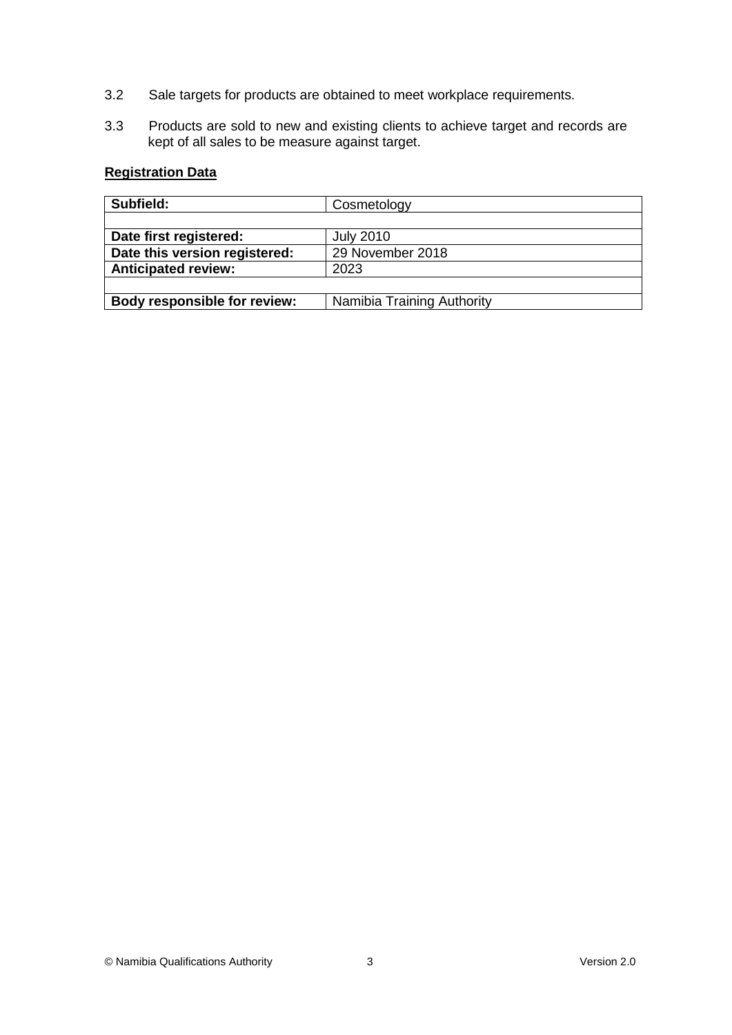3.2 Sale targets for products are obtained to meet workplace requirements.

3.3 Products are sold to new and existing clients to achieve target and records are kept of all sales to be measure against target.

**Registration Data**

| | |
|---|---|
| **Subfield:** | Cosmetology |
| | |
| **Date first registered:** | July 2010 |
| **Date this version registered:** | 29 November 2018 |
| **Anticipated review:** | 2023 |
| | |
| **Body responsible for review:** | Namibia Training Authority |